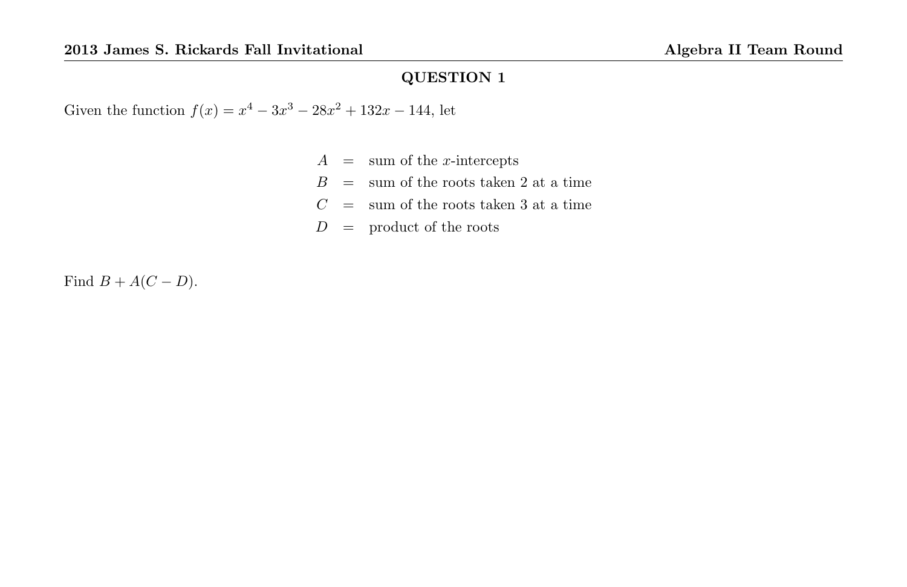## QUESTION 1

Given the function $f(x) = x^4 - 3x^3 - 28x^2 + 132x - 144$, let

$$
\begin{aligned}
A &= \text{sum of the } x\text{-intercepts} \\
B &= \text{sum of the roots taken 2 at a time} \\
C &= \text{sum of the roots taken 3 at a time} \\
D &= \text{product of the roots}
\end{aligned}
$$

Find $B + A(C - D)$.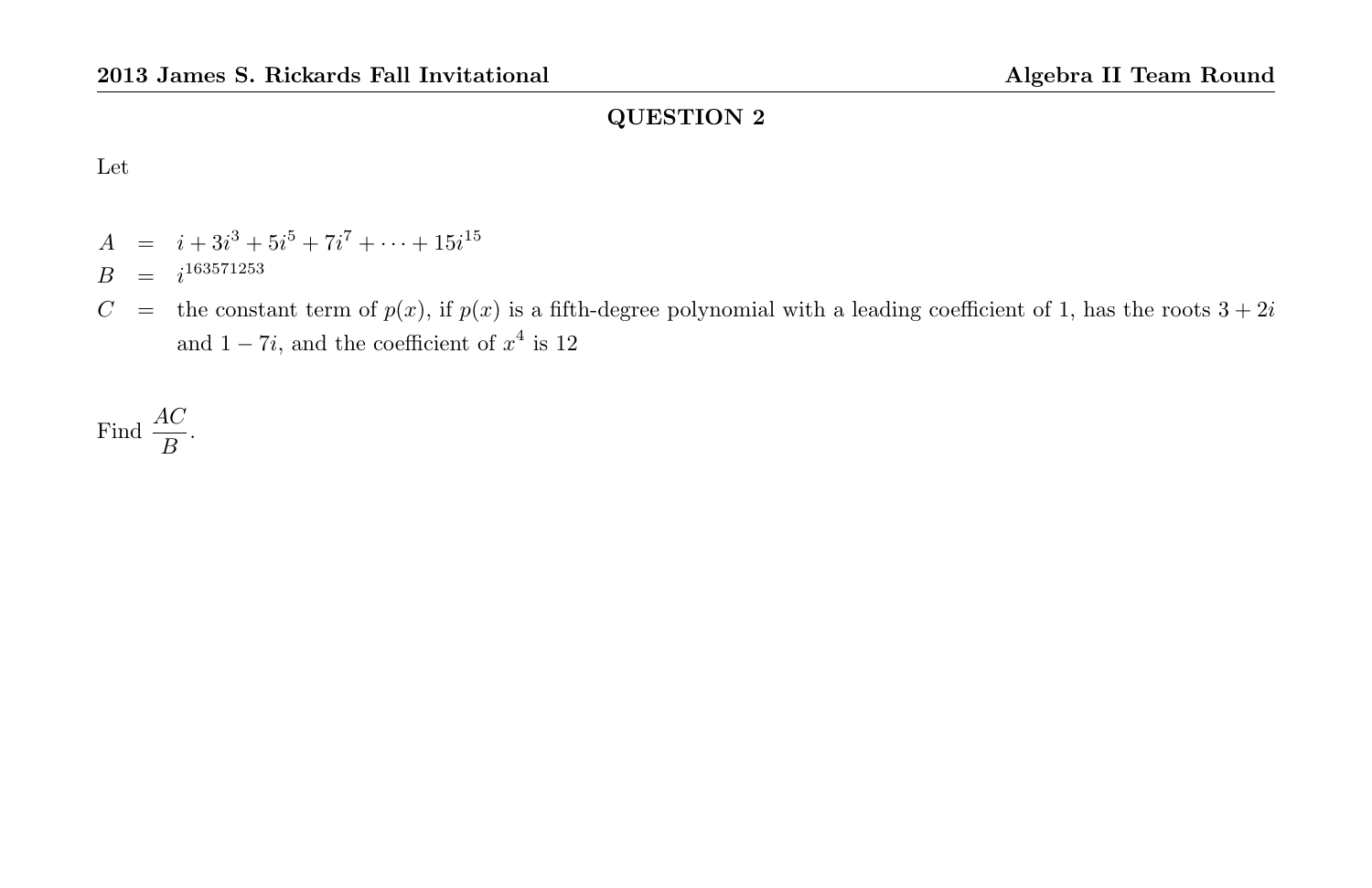## QUESTION 2

Let

$$
\begin{aligned}
A &= i + 3i^3 + 5i^5 + 7i^7 + \cdots + 15i^{15} \\
B &= i^{163571253} \\
C &= \text{the constant term of } p(x)\text{, if } p(x) \text{ is a fifth-degree polynomial with a leading coefficient of 1, has the roots } 3+2i \\
&\quad \text{and } 1-7i\text{, and the coefficient of } x^4 \text{ is } 12
\end{aligned}
$$

Find $\dfrac{AC}{B}$.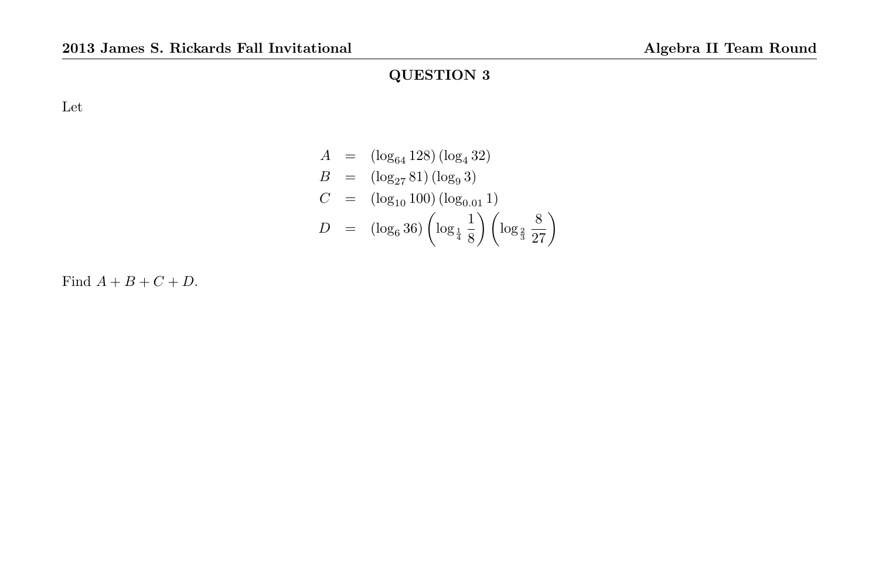## QUESTION 3

Let

$$
\begin{aligned}
A &= (\log_{64} 128)(\log_4 32) \\
B &= (\log_{27} 81)(\log_9 3) \\
C &= (\log_{10} 100)(\log_{0.01} 1) \\
D &= (\log_6 36)\left(\log_{\frac{1}{4}} \frac{1}{8}\right)\left(\log_{\frac{2}{3}} \frac{8}{27}\right)
\end{aligned}
$$

Find $A + B + C + D$.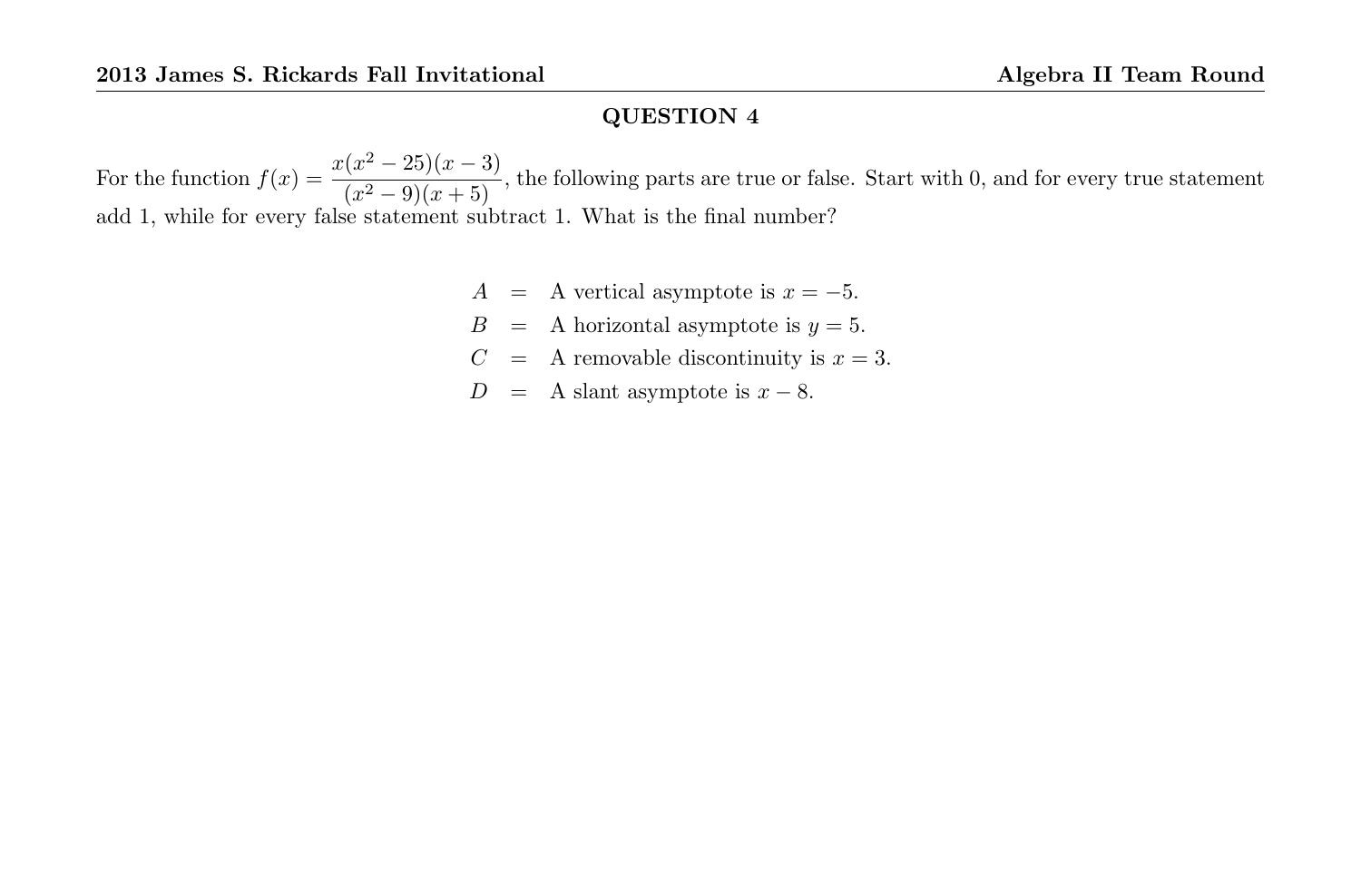## QUESTION 4

For the function $f(x) = \dfrac{x(x^2-25)(x-3)}{(x^2-9)(x+5)}$, the following parts are true or false. Start with 0, and for every true statement add 1, while for every false statement subtract 1. What is the final number?

$$
\begin{aligned}
A &= \text{ A vertical asymptote is } x = -5. \\
B &= \text{ A horizontal asymptote is } y = 5. \\
C &= \text{ A removable discontinuity is } x = 3. \\
D &= \text{ A slant asymptote is } x - 8.
\end{aligned}
$$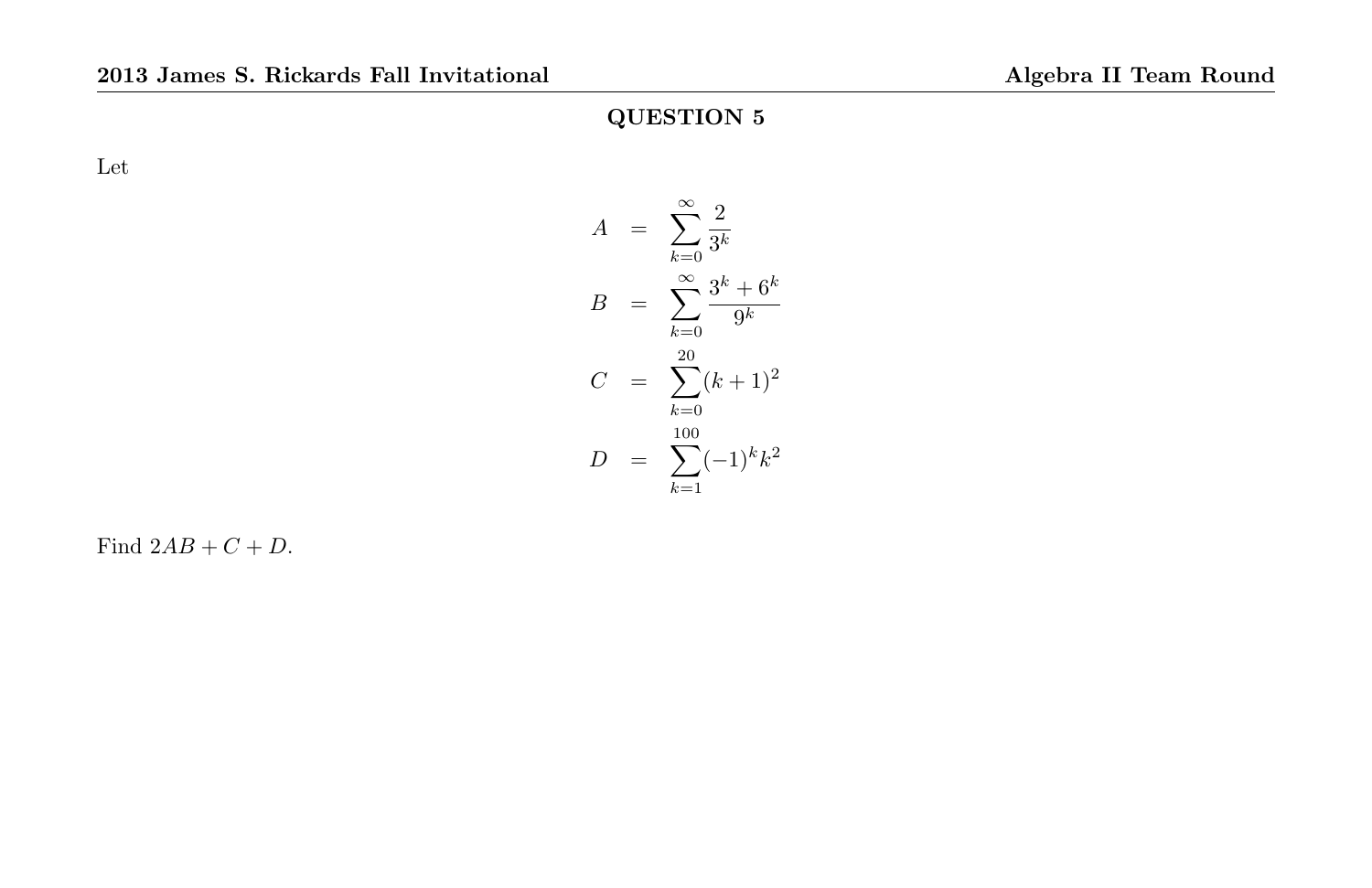## QUESTION 5

Let

$$
\begin{aligned}
A &= \sum_{k=0}^{\infty} \frac{2}{3^k} \\
B &= \sum_{k=0}^{\infty} \frac{3^k + 6^k}{9^k} \\
C &= \sum_{k=0}^{20} (k+1)^2 \\
D &= \sum_{k=1}^{100} (-1)^k k^2
\end{aligned}
$$

Find $2AB + C + D$.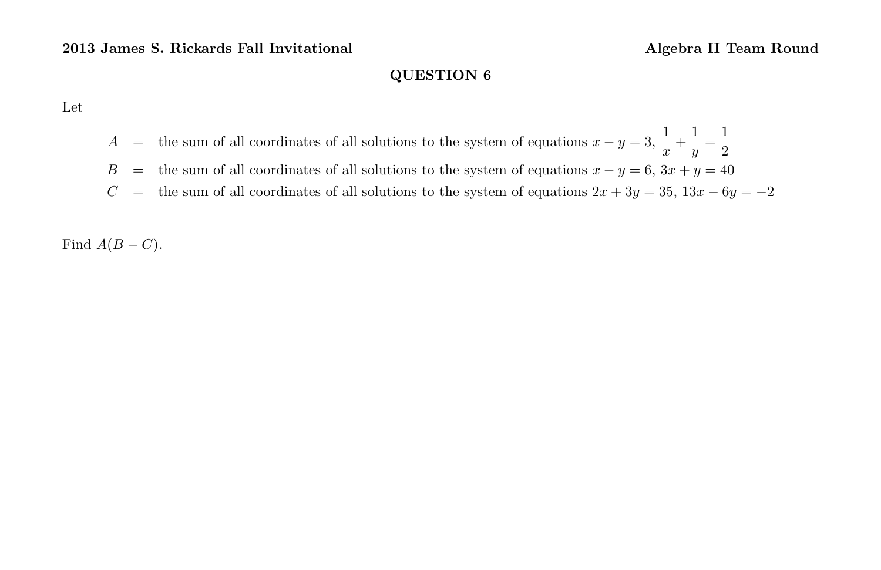## QUESTION 6

Let

$$
\begin{aligned}
A &= \text{the sum of all coordinates of all solutions to the system of equations } x - y = 3,\ \frac{1}{x} + \frac{1}{y} = \frac{1}{2} \\
B &= \text{the sum of all coordinates of all solutions to the system of equations } x - y = 6,\ 3x + y = 40 \\
C &= \text{the sum of all coordinates of all solutions to the system of equations } 2x + 3y = 35,\ 13x - 6y = -2
\end{aligned}
$$

Find $A(B - C)$.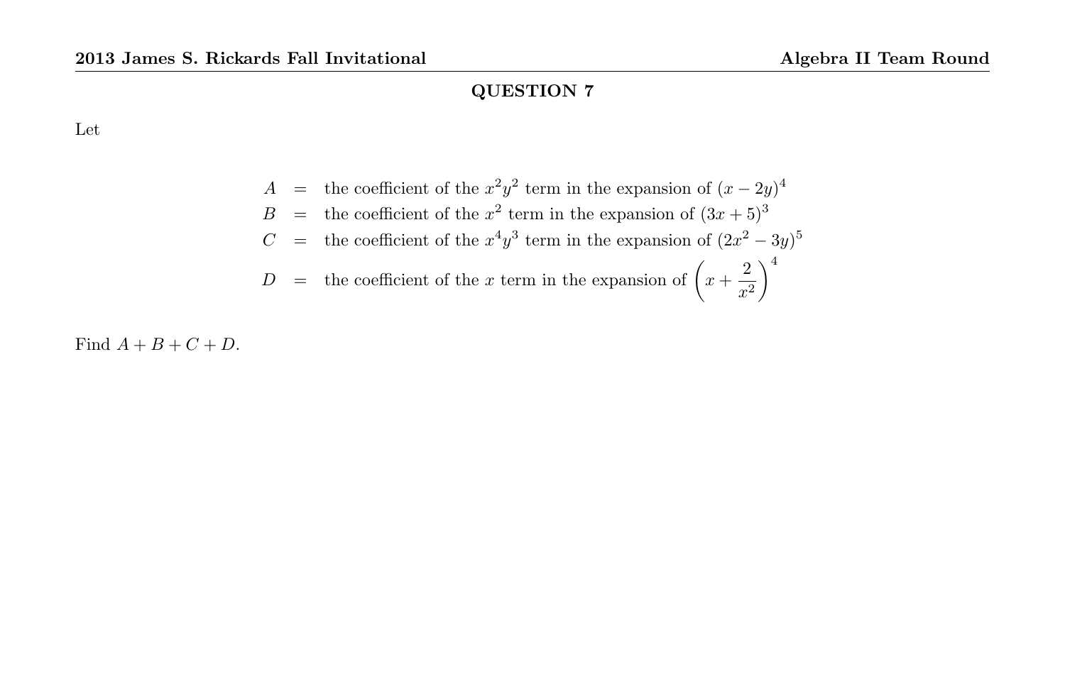## QUESTION 7

Let

$$
\begin{aligned}
A &= \text{the coefficient of the } x^2y^2 \text{ term in the expansion of } (x-2y)^4 \\
B &= \text{the coefficient of the } x^2 \text{ term in the expansion of } (3x+5)^3 \\
C &= \text{the coefficient of the } x^4y^3 \text{ term in the expansion of } (2x^2-3y)^5 \\
D &= \text{the coefficient of the } x \text{ term in the expansion of } \left(x+\frac{2}{x^2}\right)^4
\end{aligned}
$$

Find $A+B+C+D$.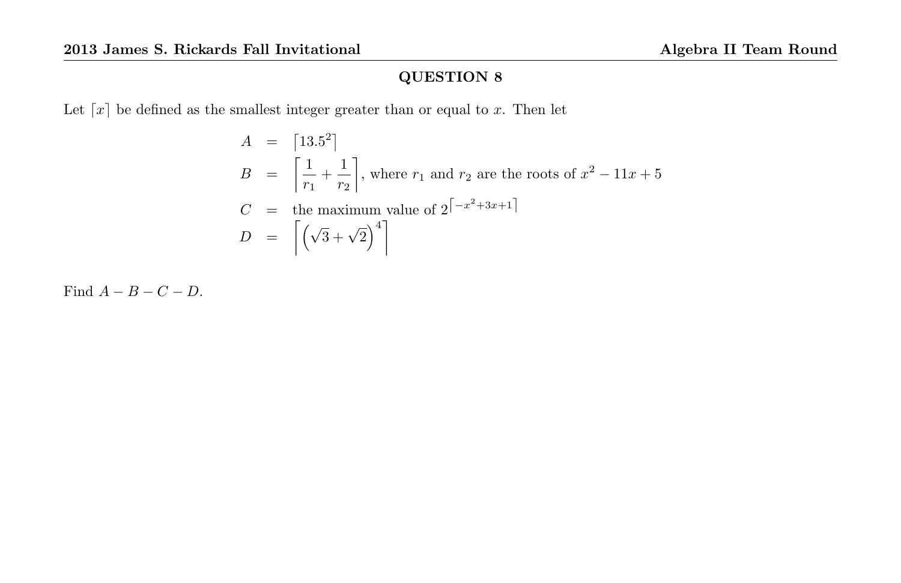## QUESTION 8

Let $\lceil x \rceil$ be defined as the smallest integer greater than or equal to $x$. Then let

$$
\begin{aligned}
A &= \lceil 13.5^2 \rceil \\
B &= \left\lceil \frac{1}{r_1} + \frac{1}{r_2} \right\rceil, \text{ where } r_1 \text{ and } r_2 \text{ are the roots of } x^2 - 11x + 5 \\
C &= \text{the maximum value of } 2^{\lceil -x^2+3x+1 \rceil} \\
D &= \left\lceil \left( \sqrt{3} + \sqrt{2} \right)^4 \right\rceil
\end{aligned}
$$

Find $A - B - C - D$.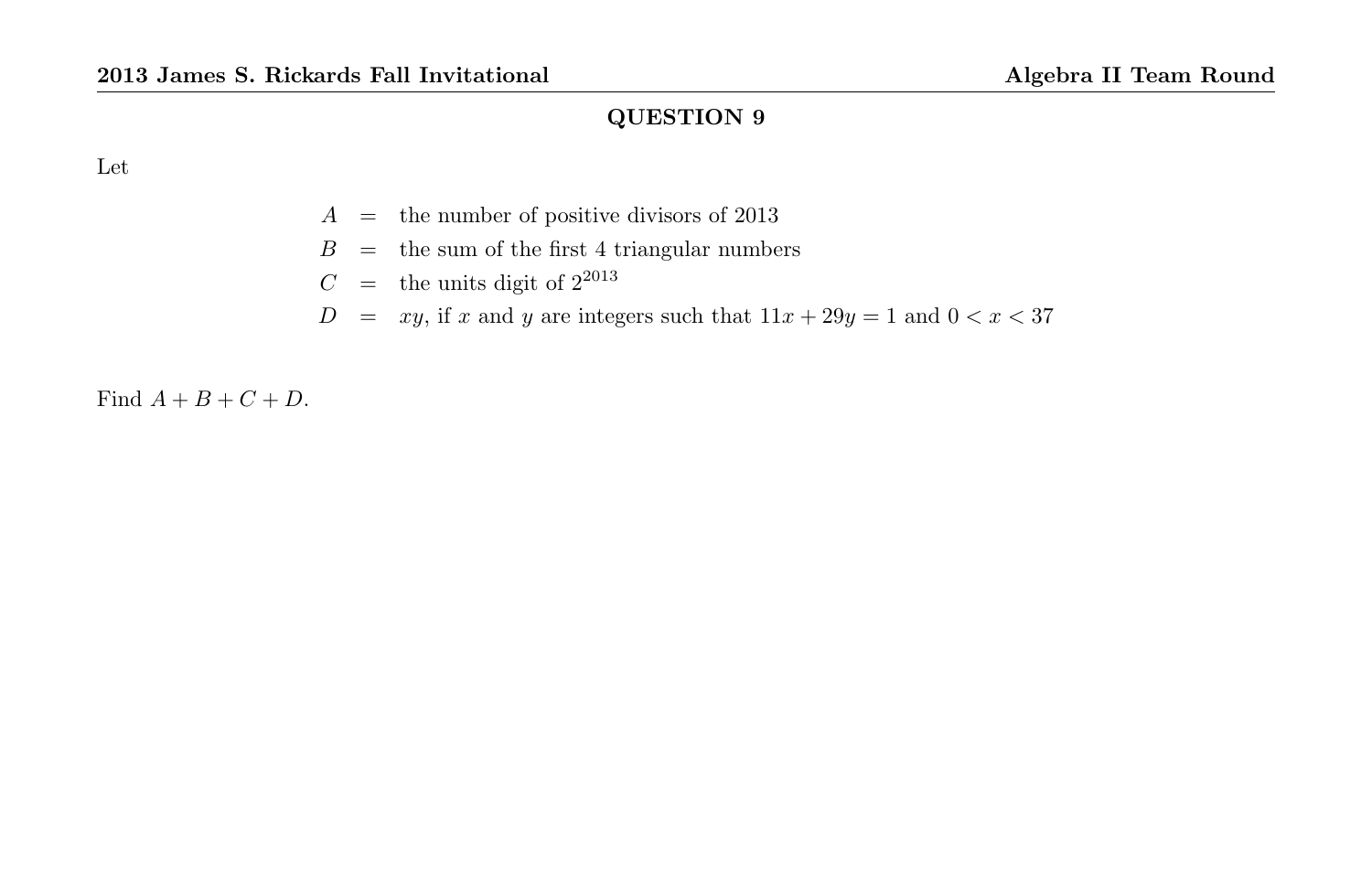## QUESTION 9

Let

$$
\begin{aligned}
A &= \text{the number of positive divisors of } 2013 \\
B &= \text{the sum of the first 4 triangular numbers} \\
C &= \text{the units digit of } 2^{2013} \\
D &= xy\text{, if } x \text{ and } y \text{ are integers such that } 11x + 29y = 1 \text{ and } 0 < x < 37
\end{aligned}
$$

Find $A + B + C + D$.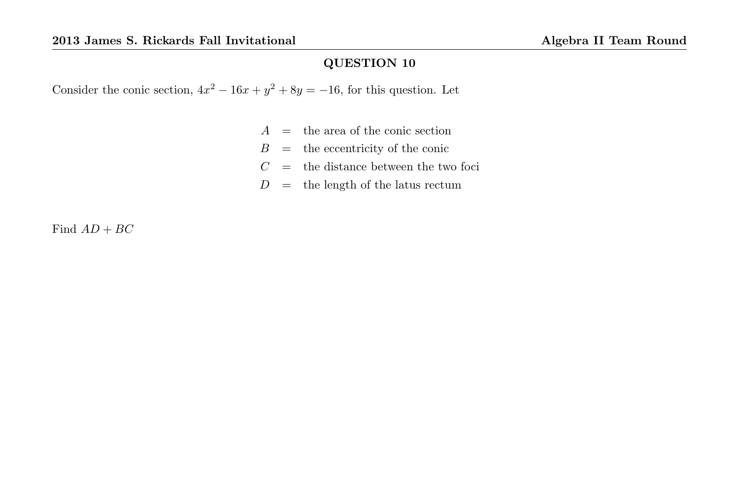## QUESTION 10

Consider the conic section, $4x^2 - 16x + y^2 + 8y = -16$, for this question. Let

$$
\begin{aligned}
A &= \text{the area of the conic section} \\
B &= \text{the eccentricity of the conic} \\
C &= \text{the distance between the two foci} \\
D &= \text{the length of the latus rectum}
\end{aligned}
$$

Find $AD + BC$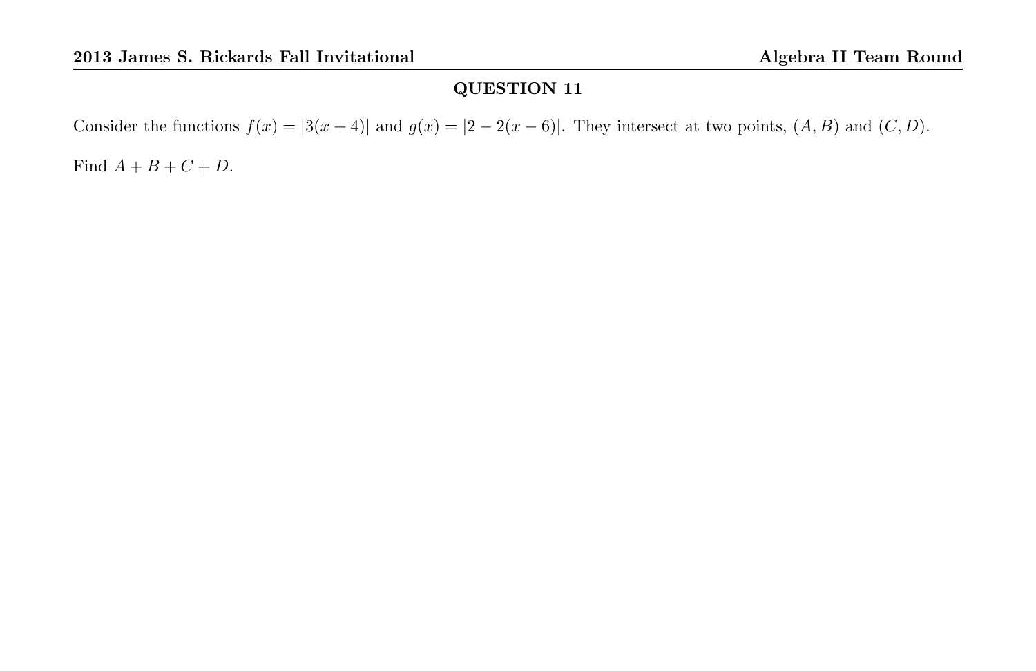## QUESTION 11

Consider the functions $f(x) = |3(x+4)|$ and $g(x) = |2 - 2(x-6)|$. They intersect at two points, $(A, B)$ and $(C, D)$.

Find $A + B + C + D$.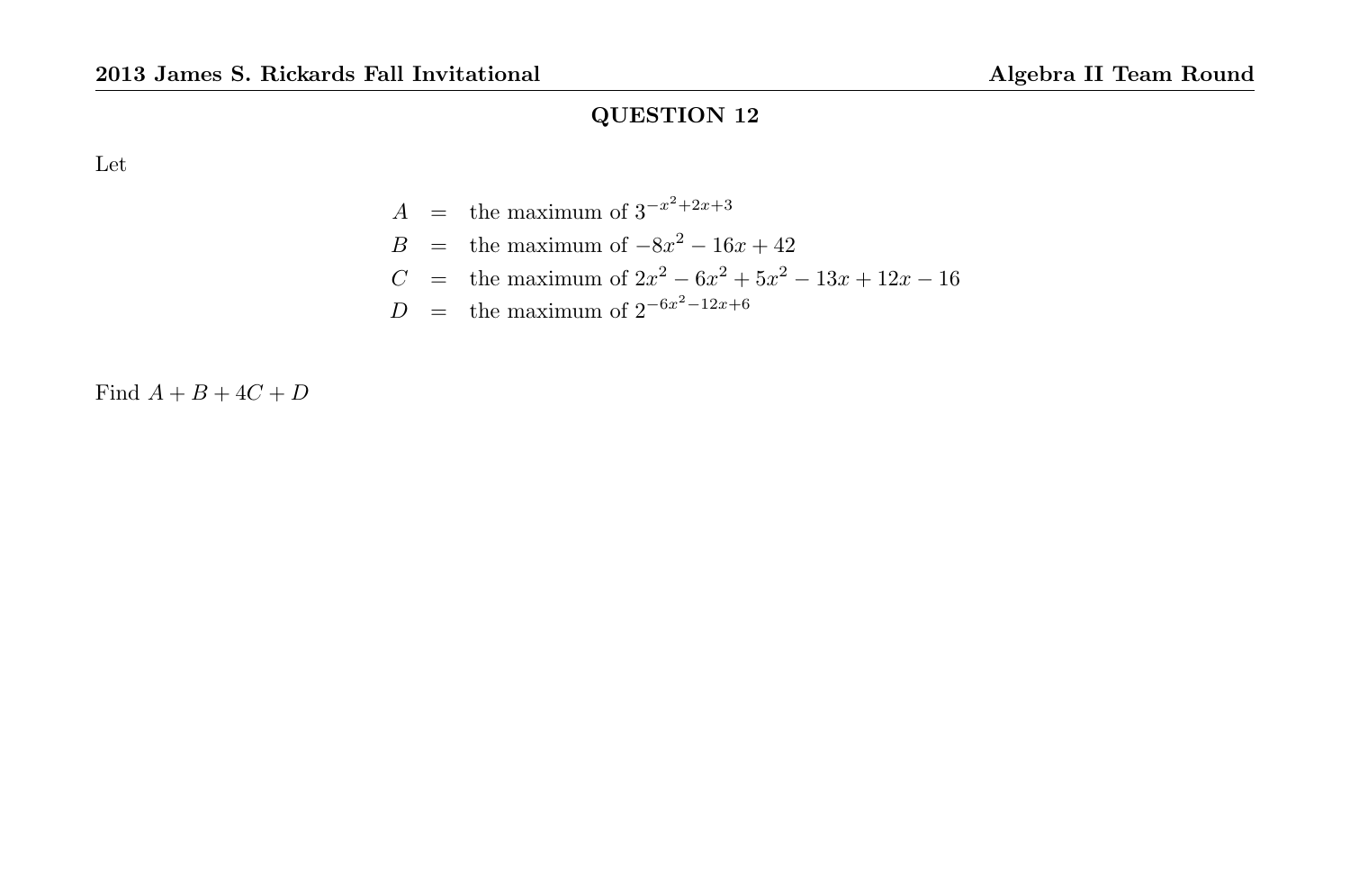## QUESTION 12

Let

$$
\begin{aligned}
A &= \text{the maximum of } 3^{-x^2+2x+3} \\
B &= \text{the maximum of } -8x^2 - 16x + 42 \\
C &= \text{the maximum of } 2x^2 - 6x^2 + 5x^2 - 13x + 12x - 16 \\
D &= \text{the maximum of } 2^{-6x^2-12x+6}
\end{aligned}
$$

Find $A + B + 4C + D$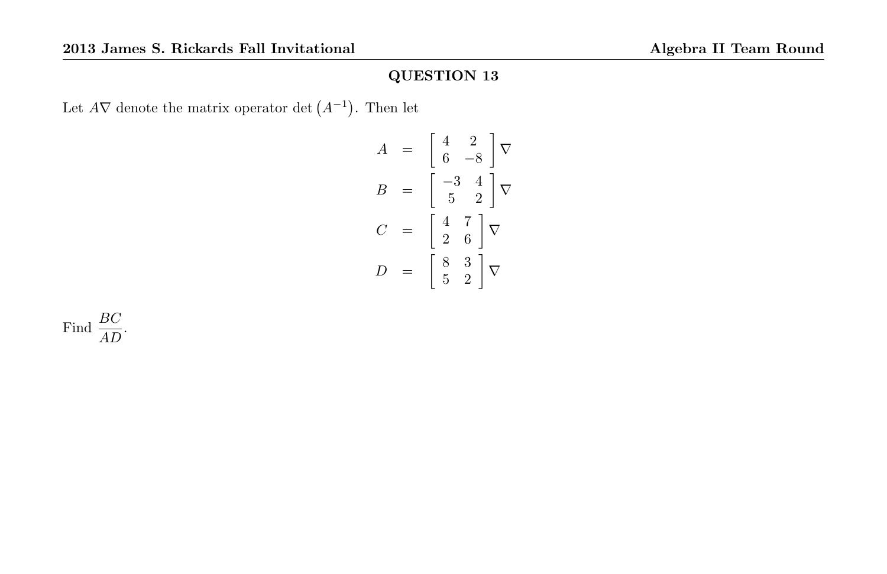## QUESTION 13

Let $A\nabla$ denote the matrix operator $\det\left(A^{-1}\right)$. Then let

$$
\begin{aligned}
A &= \begin{bmatrix} 4 & 2 \\ 6 & -8 \end{bmatrix}\nabla \\
B &= \begin{bmatrix} -3 & 4 \\ 5 & 2 \end{bmatrix}\nabla \\
C &= \begin{bmatrix} 4 & 7 \\ 2 & 6 \end{bmatrix}\nabla \\
D &= \begin{bmatrix} 8 & 3 \\ 5 & 2 \end{bmatrix}\nabla
\end{aligned}
$$

Find $\dfrac{BC}{AD}$.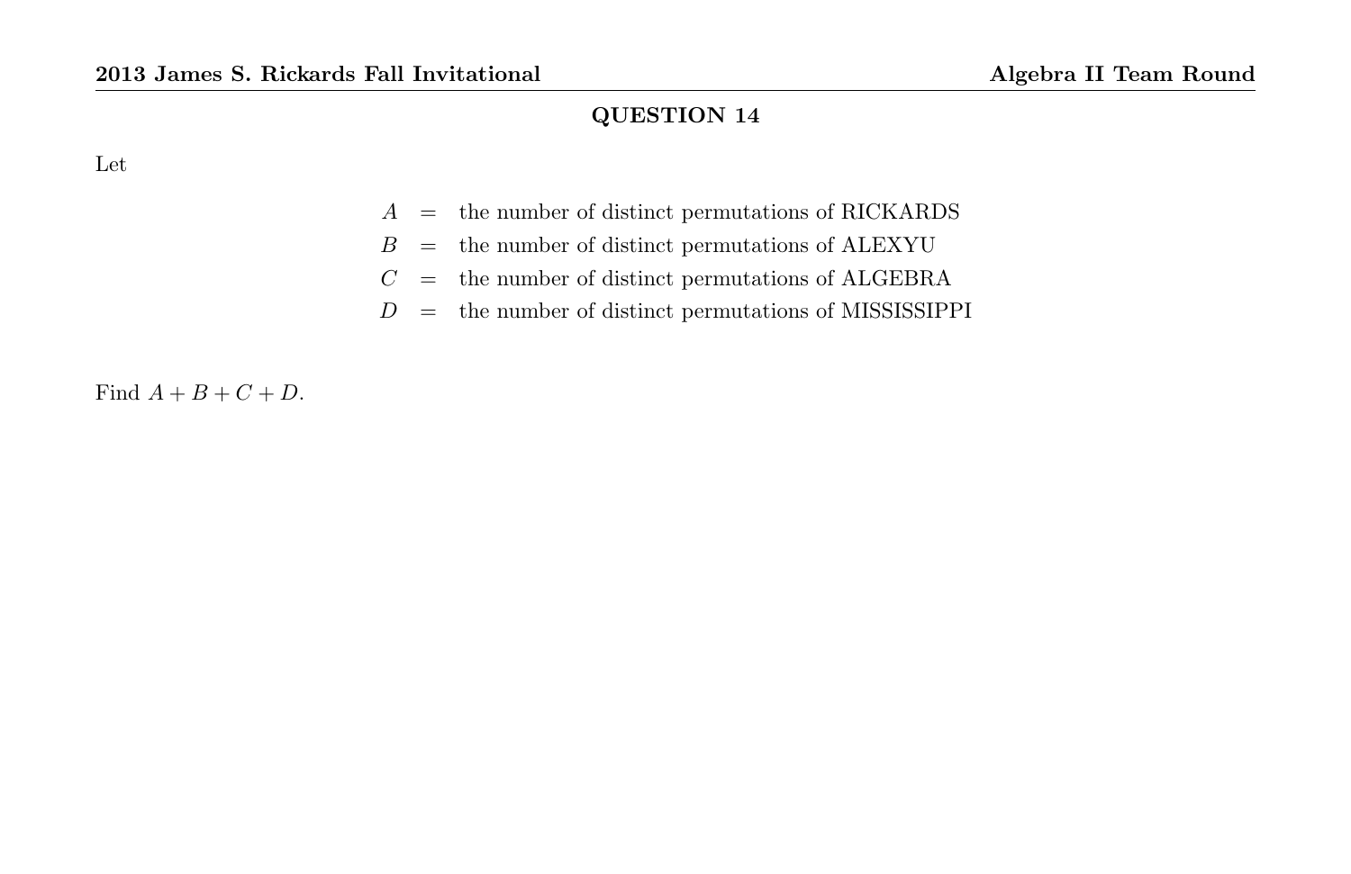## QUESTION 14

Let

$$
\begin{aligned}
A &= \text{the number of distinct permutations of RICKARDS} \\
B &= \text{the number of distinct permutations of ALEXYU} \\
C &= \text{the number of distinct permutations of ALGEBRA} \\
D &= \text{the number of distinct permutations of MISSISSIPPI}
\end{aligned}
$$

Find $A + B + C + D$.